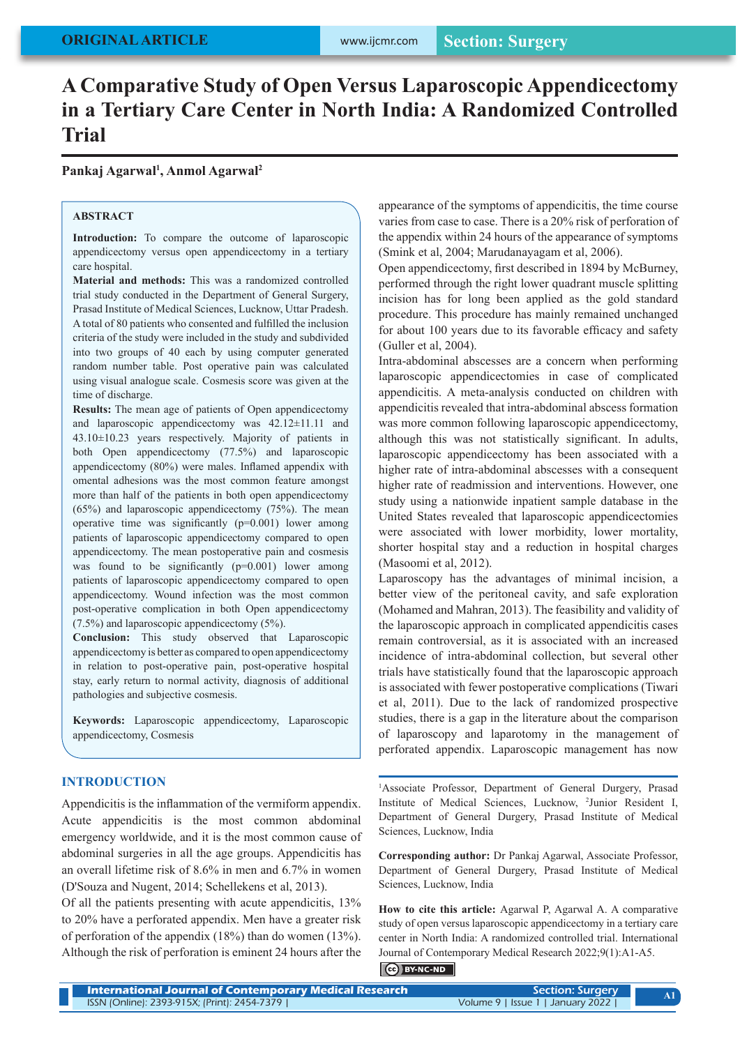ORIGINAL ARTICLE

Section: Surgery

# A Comparative Study of Open Versus Laparoscopic Appendicectomy in a Tertiary Care Center in North India: A Randomized Controlled Trial

**Pankaj Agarwal[1], Anmol Agarwal[2]**

## ABSTRACT

**Introduction:** To compare the outcome of laparoscopic appendicectomy versus open appendicectomy in a tertiary care hospital.

**Material and methods:** This was a randomized controlled trial study conducted in the Department of General Surgery, Prasad Institute of Medical Sciences, Lucknow, Uttar Pradesh. A total of 80 patients who consented and fulfilled the inclusion criteria of the study were included in the study and subdivided into two groups of 40 each by using computer generated random number table. Post operative pain was calculated using visual analogue scale. Cosmesis score was given at the time of discharge.

**Results:** The mean age of patients of Open appendicectomy and laparoscopic appendicectomy was 42.12±11.11 and 43.10±10.23 years respectively. Majority of patients in both Open appendicectomy (77.5%) and laparoscopic appendicectomy (80%) were males. Inflamed appendix with omental adhesions was the most common feature amongst more than half of the patients in both open appendicectomy (65%) and laparoscopic appendicectomy (75%). The mean operative time was significantly (p=0.001) lower among patients of laparoscopic appendicectomy compared to open appendicectomy. The mean postoperative pain and cosmesis was found to be significantly (p=0.001) lower among patients of laparoscopic appendicectomy compared to open appendicectomy. Wound infection was the most common post-operative complication in both Open appendicectomy (7.5%) and laparoscopic appendicectomy (5%).

**Conclusion:** This study observed that Laparoscopic appendicectomy is better as compared to open appendicectomy in relation to post-operative pain, post-operative hospital stay, early return to normal activity, diagnosis of additional pathologies and subjective cosmesis.

**Keywords:** Laparoscopic appendicectomy, Laparoscopic appendicectomy, Cosmesis

## INTRODUCTION

Appendicitis is the inflammation of the vermiform appendix. Acute appendicitis is the most common abdominal emergency worldwide, and it is the most common cause of abdominal surgeries in all the age groups. Appendicitis has an overall lifetime risk of 8.6% in men and 6.7% in women (D'Souza and Nugent, 2014; Schellekens et al, 2013).

Of all the patients presenting with acute appendicitis, 13% to 20% have a perforated appendix. Men have a greater risk of perforation of the appendix (18%) than do women (13%). Although the risk of perforation is eminent 24 hours after the appearance of the symptoms of appendicitis, the time course varies from case to case. There is a 20% risk of perforation of the appendix within 24 hours of the appearance of symptoms (Smink et al, 2004; Marudanayagam et al, 2006).

Open appendicectomy, first described in 1894 by McBurney, performed through the right lower quadrant muscle splitting incision has for long been applied as the gold standard procedure. This procedure has mainly remained unchanged for about 100 years due to its favorable efficacy and safety (Guller et al, 2004).

Intra-abdominal abscesses are a concern when performing laparoscopic appendicectomies in case of complicated appendicitis. A meta-analysis conducted on children with appendicitis revealed that intra-abdominal abscess formation was more common following laparoscopic appendicectomy, although this was not statistically significant. In adults, laparoscopic appendicectomy has been associated with a higher rate of intra-abdominal abscesses with a consequent higher rate of readmission and interventions. However, one study using a nationwide inpatient sample database in the United States revealed that laparoscopic appendicectomies were associated with lower morbidity, lower mortality, shorter hospital stay and a reduction in hospital charges (Masoomi et al, 2012).

Laparoscopy has the advantages of minimal incision, a better view of the peritoneal cavity, and safe exploration (Mohamed and Mahran, 2013). The feasibility and validity of the laparoscopic approach in complicated appendicitis cases remain controversial, as it is associated with an increased incidence of intra-abdominal collection, but several other trials have statistically found that the laparoscopic approach is associated with fewer postoperative complications (Tiwari et al, 2011). Due to the lack of randomized prospective studies, there is a gap in the literature about the comparison of laparoscopy and laparotomy in the management of perforated appendix. Laparoscopic management has now

---

[1]Associate Professor, Department of General Durgery, Prasad Institute of Medical Sciences, Lucknow, [2]Junior Resident I, Department of General Durgery, Prasad Institute of Medical Sciences, Lucknow, India

**Corresponding author:** Dr Pankaj Agarwal, Associate Professor, Department of General Durgery, Prasad Institute of Medical Sciences, Lucknow, India

**How to cite this article:** Agarwal P, Agarwal A. A comparative study of open versus laparoscopic appendicectomy in a tertiary care center in North India: A randomized controlled trial. International Journal of Contemporary Medical Research 2022;9(1):A1-A5.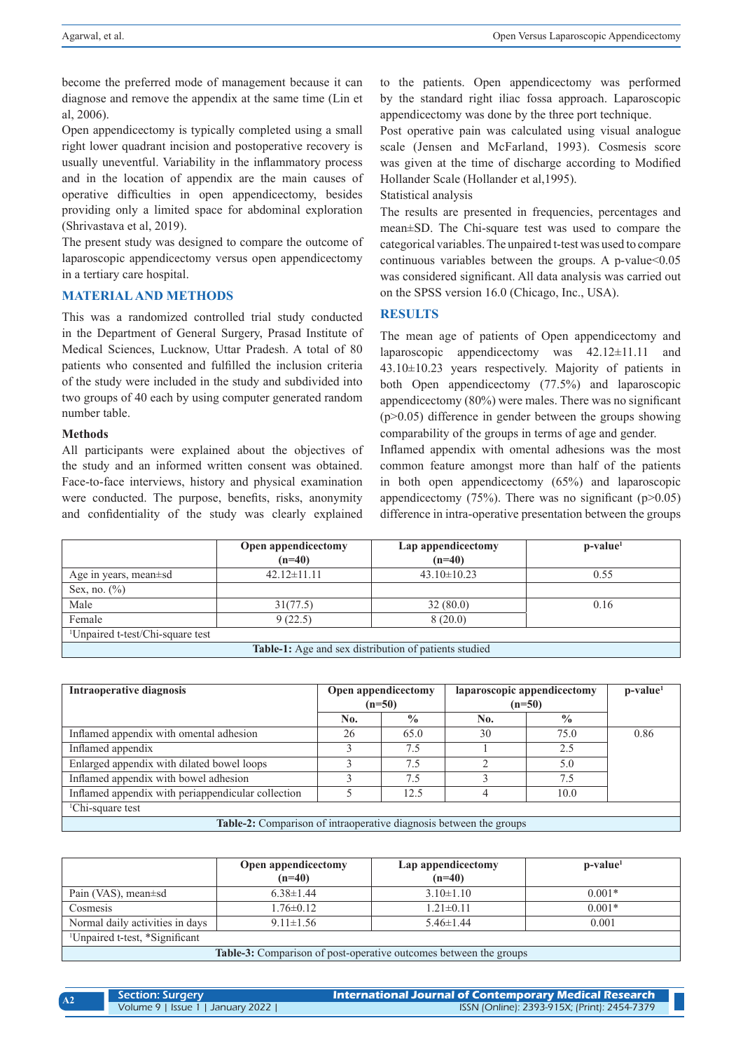become the preferred mode of management because it can diagnose and remove the appendix at the same time (Lin et al, 2006).

Open appendicectomy is typically completed using a small right lower quadrant incision and postoperative recovery is usually uneventful. Variability in the inflammatory process and in the location of appendix are the main causes of operative difficulties in open appendicectomy, besides providing only a limited space for abdominal exploration (Shrivastava et al, 2019).

The present study was designed to compare the outcome of laparoscopic appendicectomy versus open appendicectomy in a tertiary care hospital.

## MATERIAL AND METHODS

This was a randomized controlled trial study conducted in the Department of General Surgery, Prasad Institute of Medical Sciences, Lucknow, Uttar Pradesh. A total of 80 patients who consented and fulfilled the inclusion criteria of the study were included in the study and subdivided into two groups of 40 each by using computer generated random number table.

### Methods

All participants were explained about the objectives of the study and an informed written consent was obtained. Face-to-face interviews, history and physical examination were conducted. The purpose, benefits, risks, anonymity and confidentiality of the study was clearly explained to the patients. Open appendicectomy was performed by the standard right iliac fossa approach. Laparoscopic appendicectomy was done by the three port technique.

Post operative pain was calculated using visual analogue scale (Jensen and McFarland, 1993). Cosmesis score was given at the time of discharge according to Modified Hollander Scale (Hollander et al,1995).

Statistical analysis

The results are presented in frequencies, percentages and mean±SD. The Chi-square test was used to compare the categorical variables. The unpaired t-test was used to compare continuous variables between the groups. A p-value<0.05 was considered significant. All data analysis was carried out on the SPSS version 16.0 (Chicago, Inc., USA).

## RESULTS

The mean age of patients of Open appendicectomy and laparoscopic appendicectomy was 42.12±11.11 and 43.10±10.23 years respectively. Majority of patients in both Open appendicectomy (77.5%) and laparoscopic appendicectomy (80%) were males. There was no significant (p>0.05) difference in gender between the groups showing comparability of the groups in terms of age and gender.

Inflamed appendix with omental adhesions was the most common feature amongst more than half of the patients in both open appendicectomy (65%) and laparoscopic appendicectomy (75%). There was no significant (p>0.05) difference in intra-operative presentation between the groups

| | Open appendicectomy (n=40) | Lap appendicectomy (n=40) | p-value[1] |
|---|---|---|---|
| Age in years, mean±sd | 42.12±11.11 | 43.10±10.23 | 0.55 |
| Sex, no. (%) | | | |
| Male | 31(77.5) | 32 (80.0) | 0.16 |
| Female | 9 (22.5) | 8 (20.0) | |
| [1]Unpaired t-test/Chi-square test | | | |

**Table-1:** Age and sex distribution of patients studied

| Intraoperative diagnosis | Open appendicectomy (n=50) | | laparoscopic appendicectomy (n=50) | | p-value[1] |
|---|---|---|---|---|---|
| | No. | % | No. | % | |
| Inflamed appendix with omental adhesion | 26 | 65.0 | 30 | 75.0 | 0.86 |
| Inflamed appendix | 3 | 7.5 | 1 | 2.5 | |
| Enlarged appendix with dilated bowel loops | 3 | 7.5 | 2 | 5.0 | |
| Inflamed appendix with bowel adhesion | 3 | 7.5 | 3 | 7.5 | |
| Inflamed appendix with periappendicular collection | 5 | 12.5 | 4 | 10.0 | |
| [1]Chi-square test | | | | | |

**Table-2:** Comparison of intraoperative diagnosis between the groups

| | Open appendicectomy (n=40) | Lap appendicectomy (n=40) | p-value[1] |
|---|---|---|---|
| Pain (VAS), mean±sd | 6.38±1.44 | 3.10±1.10 | 0.001* |
| Cosmesis | 1.76±0.12 | 1.21±0.11 | 0.001* |
| Normal daily activities in days | 9.11±1.56 | 5.46±1.44 | 0.001 |
| [1]Unpaired t-test, *Significant | | | |

**Table-3:** Comparison of post-operative outcomes between the groups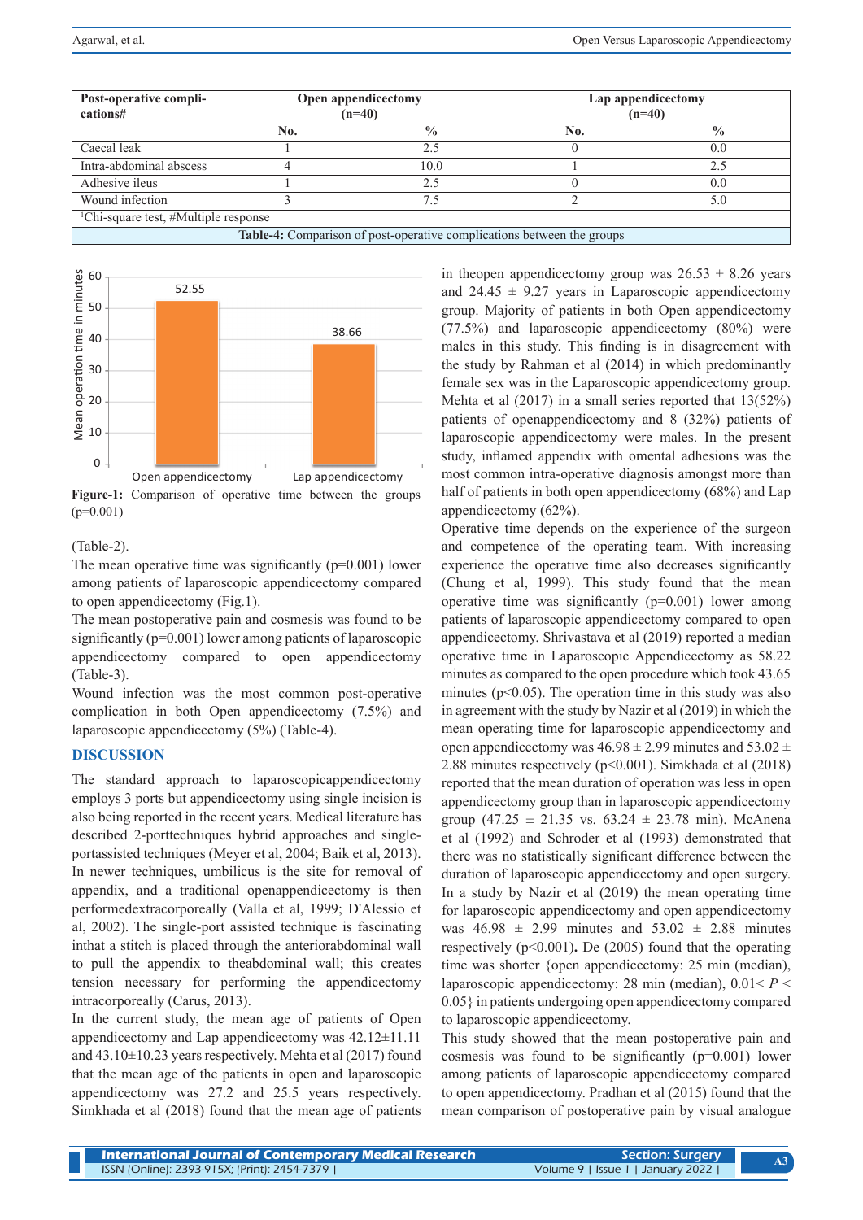| Post-operative complications# | Open appendicectomy (n=40) | | Lap appendicectomy (n=40) | |
|---|---|---|---|---|
| | No. | % | No. | % |
| Caecal leak | 1 | 2.5 | 0 | 0.0 |
| Intra-abdominal abscess | 4 | 10.0 | 1 | 2.5 |
| Adhesive ileus | 1 | 2.5 | 0 | 0.0 |
| Wound infection | 3 | 7.5 | 2 | 5.0 |

[1]Chi-square test, #Multiple response

**Table-4:** Comparison of post-operative complications between the groups

**Figure-1:** Comparison of operative time between the groups (p=0.001)

(Table-2).

The mean operative time was significantly (p=0.001) lower among patients of laparoscopic appendicectomy compared to open appendicectomy (Fig.1).

The mean postoperative pain and cosmesis was found to be significantly (p=0.001) lower among patients of laparoscopic appendicectomy compared to open appendicectomy (Table-3).

Wound infection was the most common post-operative complication in both Open appendicectomy (7.5%) and laparoscopic appendicectomy (5%) (Table-4).

## DISCUSSION

The standard approach to laparoscopicappendicectomy employs 3 ports but appendicectomy using single incision is also being reported in the recent years. Medical literature has described 2-porttechniques hybrid approaches and single-portassisted techniques (Meyer et al, 2004; Baik et al, 2013). In newer techniques, umbilicus is the site for removal of appendix, and a traditional openappendicectomy is then performedextracorporeally (Valla et al, 1999; D'Alessio et al, 2002). The single-port assisted technique is fascinating inthat a stitch is placed through the anteriorabdominal wall to pull the appendix to theabdominal wall; this creates tension necessary for performing the appendicectomy intracorporeally (Carus, 2013).

In the current study, the mean age of patients of Open appendicectomy and Lap appendicectomy was 42.12±11.11 and 43.10±10.23 years respectively. Mehta et al (2017) found that the mean age of the patients in open and laparoscopic appendicectomy was 27.2 and 25.5 years respectively. Simkhada et al (2018) found that the mean age of patients in theopen appendicectomy group was 26.53 ± 8.26 years and 24.45 ± 9.27 years in Laparoscopic appendicectomy group. Majority of patients in both Open appendicectomy (77.5%) and laparoscopic appendicectomy (80%) were males in this study. This finding is in disagreement with the study by Rahman et al (2014) in which predominantly female sex was in the Laparoscopic appendicectomy group. Mehta et al (2017) in a small series reported that 13(52%) patients of openappendicectomy and 8 (32%) patients of laparoscopic appendicectomy were males. In the present study, inflamed appendix with omental adhesions was the most common intra-operative diagnosis amongst more than half of patients in both open appendicectomy (68%) and Lap appendicectomy (62%).

Operative time depends on the experience of the surgeon and competence of the operating team. With increasing experience the operative time also decreases significantly (Chung et al, 1999). This study found that the mean operative time was significantly (p=0.001) lower among patients of laparoscopic appendicectomy compared to open appendicectomy. Shrivastava et al (2019) reported a median operative time in Laparoscopic Appendicectomy as 58.22 minutes as compared to the open procedure which took 43.65 minutes (p<0.05). The operation time in this study was also in agreement with the study by Nazir et al (2019) in which the mean operating time for laparoscopic appendicectomy and open appendicectomy was 46.98 ± 2.99 minutes and 53.02 ± 2.88 minutes respectively (p<0.001). Simkhada et al (2018) reported that the mean duration of operation was less in open appendicectomy group than in laparoscopic appendicectomy group (47.25 ± 21.35 vs. 63.24 ± 23.78 min). McAnena et al (1992) and Schroder et al (1993) demonstrated that there was no statistically significant difference between the duration of laparoscopic appendicectomy and open surgery. In a study by Nazir et al (2019) the mean operating time for laparoscopic appendicectomy and open appendicectomy was 46.98 ± 2.99 minutes and 53.02 ± 2.88 minutes respectively (p<0.001). De (2005) found that the operating time was shorter {open appendicectomy: 25 min (median), laparoscopic appendicectomy: 28 min (median), $0.01 < P < 0.05$} in patients undergoing open appendicectomy compared to laparoscopic appendicectomy.

This study showed that the mean postoperative pain and cosmesis was found to be significantly (p=0.001) lower among patients of laparoscopic appendicectomy compared to open appendicectomy. Pradhan et al (2015) found that the mean comparison of postoperative pain by visual analogue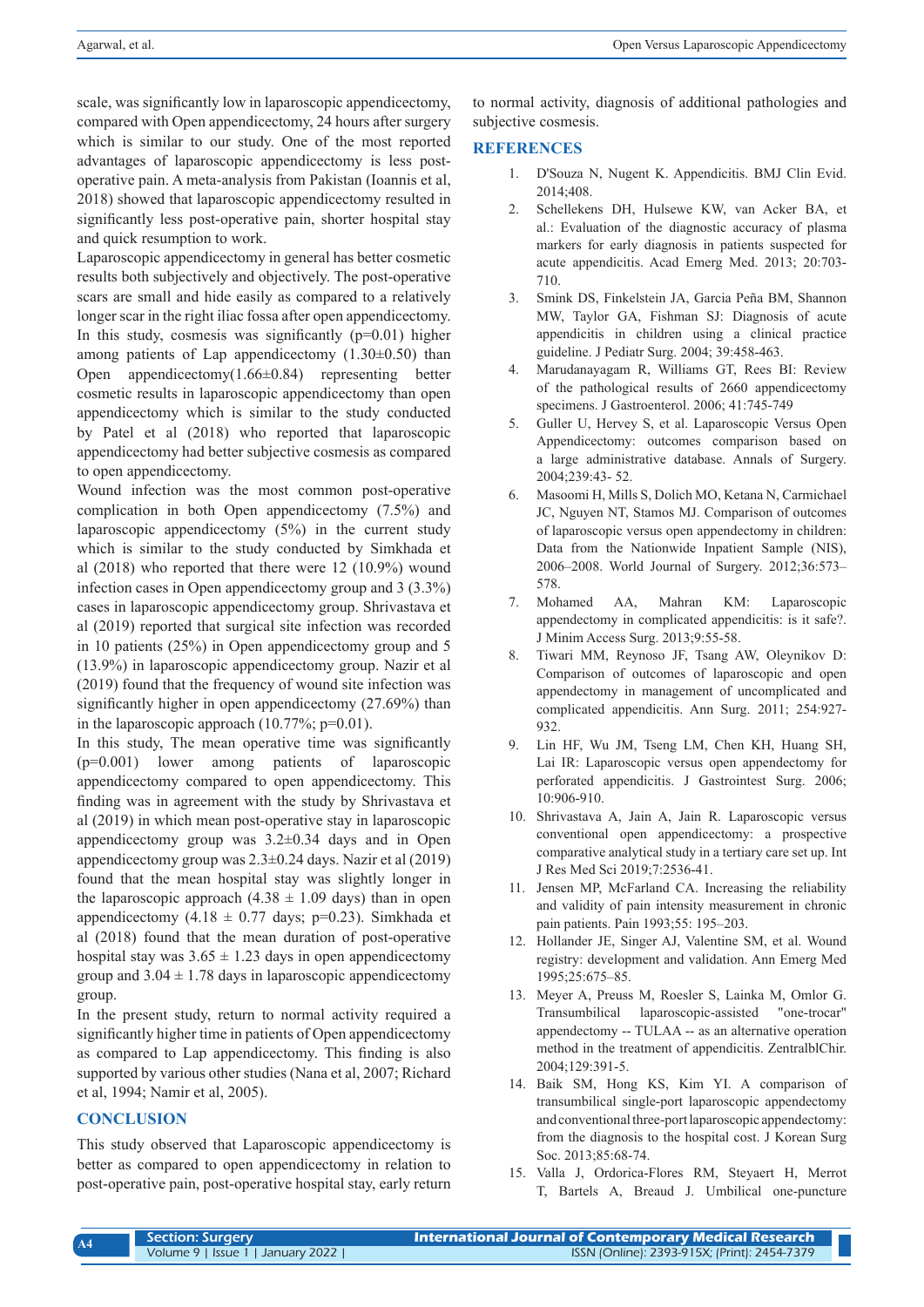scale, was significantly low in laparoscopic appendicectomy, compared with Open appendicectomy, 24 hours after surgery which is similar to our study. One of the most reported advantages of laparoscopic appendicectomy is less post-operative pain. A meta-analysis from Pakistan (Ioannis et al, 2018) showed that laparoscopic appendicectomy resulted in significantly less post-operative pain, shorter hospital stay and quick resumption to work.

Laparoscopic appendicectomy in general has better cosmetic results both subjectively and objectively. The post-operative scars are small and hide easily as compared to a relatively longer scar in the right iliac fossa after open appendicectomy. In this study, cosmesis was significantly (p=0.01) higher among patients of Lap appendicectomy (1.30±0.50) than Open appendicectomy(1.66±0.84) representing better cosmetic results in laparoscopic appendicectomy than open appendicectomy which is similar to the study conducted by Patel et al (2018) who reported that laparoscopic appendicectomy had better subjective cosmesis as compared to open appendicectomy.

Wound infection was the most common post-operative complication in both Open appendicectomy (7.5%) and laparoscopic appendicectomy (5%) in the current study which is similar to the study conducted by Simkhada et al (2018) who reported that there were 12 (10.9%) wound infection cases in Open appendicectomy group and 3 (3.3%) cases in laparoscopic appendicectomy group. Shrivastava et al (2019) reported that surgical site infection was recorded in 10 patients (25%) in Open appendicectomy group and 5 (13.9%) in laparoscopic appendicectomy group. Nazir et al (2019) found that the frequency of wound site infection was significantly higher in open appendicectomy (27.69%) than in the laparoscopic approach (10.77%; p=0.01).

In this study, The mean operative time was significantly (p=0.001) lower among patients of laparoscopic appendicectomy compared to open appendicectomy. This finding was in agreement with the study by Shrivastava et al (2019) in which mean post-operative stay in laparoscopic appendicectomy group was 3.2±0.34 days and in Open appendicectomy group was 2.3±0.24 days. Nazir et al (2019) found that the mean hospital stay was slightly longer in the laparoscopic approach (4.38 ± 1.09 days) than in open appendicectomy (4.18 ± 0.77 days; p=0.23). Simkhada et al (2018) found that the mean duration of post-operative hospital stay was 3.65 ± 1.23 days in open appendicectomy group and 3.04 ± 1.78 days in laparoscopic appendicectomy group.

In the present study, return to normal activity required a significantly higher time in patients of Open appendicectomy as compared to Lap appendicectomy. This finding is also supported by various other studies (Nana et al, 2007; Richard et al, 1994; Namir et al, 2005).

## CONCLUSION

This study observed that Laparoscopic appendicectomy is better as compared to open appendicectomy in relation to post-operative pain, post-operative hospital stay, early return to normal activity, diagnosis of additional pathologies and subjective cosmesis.

## REFERENCES

1. D'Souza N, Nugent K. Appendicitis. BMJ Clin Evid. 2014;408.
2. Schellekens DH, Hulsewe KW, van Acker BA, et al.: Evaluation of the diagnostic accuracy of plasma markers for early diagnosis in patients suspected for acute appendicitis. Acad Emerg Med. 2013; 20:703-710.
3. Smink DS, Finkelstein JA, Garcia Peña BM, Shannon MW, Taylor GA, Fishman SJ: Diagnosis of acute appendicitis in children using a clinical practice guideline. J Pediatr Surg. 2004; 39:458-463.
4. Marudanayagam R, Williams GT, Rees BI: Review of the pathological results of 2660 appendicectomy specimens. J Gastroenterol. 2006; 41:745-749
5. Guller U, Hervey S, et al. Laparoscopic Versus Open Appendicectomy: outcomes comparison based on a large administrative database. Annals of Surgery. 2004;239:43- 52.
6. Masoomi H, Mills S, Dolich MO, Ketana N, Carmichael JC, Nguyen NT, Stamos MJ. Comparison of outcomes of laparoscopic versus open appendectomy in children: Data from the Nationwide Inpatient Sample (NIS), 2006–2008. World Journal of Surgery. 2012;36:573–578.
7. Mohamed AA, Mahran KM: Laparoscopic appendectomy in complicated appendicitis: is it safe?. J Minim Access Surg. 2013;9:55-58.
8. Tiwari MM, Reynoso JF, Tsang AW, Oleynikov D: Comparison of outcomes of laparoscopic and open appendectomy in management of uncomplicated and complicated appendicitis. Ann Surg. 2011; 254:927-932.
9. Lin HF, Wu JM, Tseng LM, Chen KH, Huang SH, Lai IR: Laparoscopic versus open appendectomy for perforated appendicitis. J Gastrointest Surg. 2006; 10:906-910.
10. Shrivastava A, Jain A, Jain R. Laparoscopic versus conventional open appendicectomy: a prospective comparative analytical study in a tertiary care set up. Int J Res Med Sci 2019;7:2536-41.
11. Jensen MP, McFarland CA. Increasing the reliability and validity of pain intensity measurement in chronic pain patients. Pain 1993;55: 195–203.
12. Hollander JE, Singer AJ, Valentine SM, et al. Wound registry: development and validation. Ann Emerg Med 1995;25:675–85.
13. Meyer A, Preuss M, Roesler S, Lainka M, Omlor G. Transumbilical laparoscopic-assisted "one-trocar" appendectomy -- TULAA -- as an alternative operation method in the treatment of appendicitis. ZentralblChir. 2004;129:391-5.
14. Baik SM, Hong KS, Kim YI. A comparison of transumbilical single-port laparoscopic appendectomy and conventional three-port laparoscopic appendectomy: from the diagnosis to the hospital cost. J Korean Surg Soc. 2013;85:68-74.
15. Valla J, Ordorica-Flores RM, Steyaert H, Merrot T, Bartels A, Breaud J. Umbilical one-puncture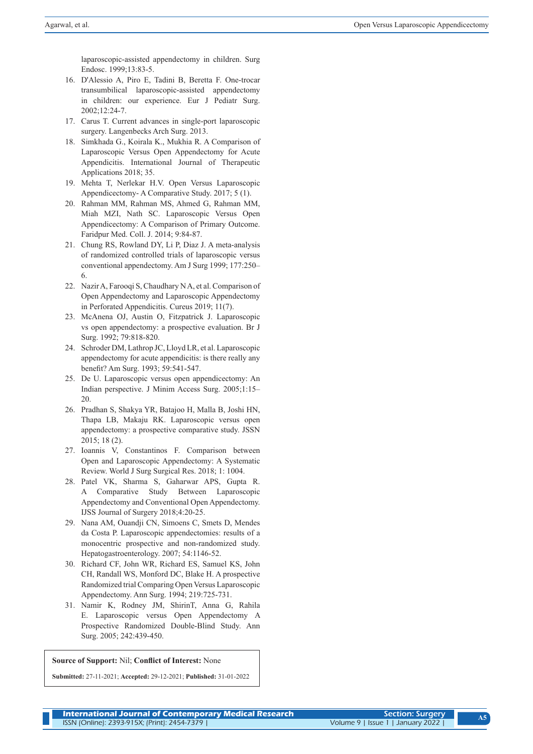laparoscopic-assisted appendectomy in children. Surg Endosc. 1999;13:83-5.

16. D'Alessio A, Piro E, Tadini B, Beretta F. One-trocar transumbilical laparoscopic-assisted appendectomy in children: our experience. Eur J Pediatr Surg. 2002;12:24-7.
17. Carus T. Current advances in single-port laparoscopic surgery. Langenbecks Arch Surg. 2013.
18. Simkhada G., Koirala K., Mukhia R. A Comparison of Laparoscopic Versus Open Appendectomy for Acute Appendicitis. International Journal of Therapeutic Applications 2018; 35.
19. Mehta T, Nerlekar H.V. Open Versus Laparoscopic Appendicectomy- A Comparative Study. 2017; 5 (1).
20. Rahman MM, Rahman MS, Ahmed G, Rahman MM, Miah MZI, Nath SC. Laparoscopic Versus Open Appendicectomy: A Comparison of Primary Outcome. Faridpur Med. Coll. J. 2014; 9:84-87.
21. Chung RS, Rowland DY, Li P, Diaz J. A meta-analysis of randomized controlled trials of laparoscopic versus conventional appendectomy. Am J Surg 1999; 177:250–6.
22. Nazir A, Farooqi S, Chaudhary N A, et al. Comparison of Open Appendectomy and Laparoscopic Appendectomy in Perforated Appendicitis. Cureus 2019; 11(7).
23. McAnena OJ, Austin O, Fitzpatrick J. Laparoscopic vs open appendectomy: a prospective evaluation. Br J Surg. 1992; 79:818-820.
24. Schroder DM, Lathrop JC, Lloyd LR, et al. Laparoscopic appendectomy for acute appendicitis: is there really any benefit? Am Surg. 1993; 59:541-547.
25. De U. Laparoscopic versus open appendicectomy: An Indian perspective. J Minim Access Surg. 2005;1:15–20.
26. Pradhan S, Shakya YR, Batajoo H, Malla B, Joshi HN, Thapa LB, Makaju RK. Laparoscopic versus open appendectomy: a prospective comparative study. JSSN 2015; 18 (2).
27. Ioannis V, Constantinos F. Comparison between Open and Laparoscopic Appendectomy: A Systematic Review. World J Surg Surgical Res. 2018; 1: 1004.
28. Patel VK, Sharma S, Gaharwar APS, Gupta R. A Comparative Study Between Laparoscopic Appendectomy and Conventional Open Appendectomy. IJSS Journal of Surgery 2018;4:20-25.
29. Nana AM, Ouandji CN, Simoens C, Smets D, Mendes da Costa P. Laparoscopic appendectomies: results of a monocentric prospective and non-randomized study. Hepatogastroenterology. 2007; 54:1146-52.
30. Richard CF, John WR, Richard ES, Samuel KS, John CH, Randall WS, Monford DC, Blake H. A prospective Randomized trial Comparing Open Versus Laparoscopic Appendectomy. Ann Surg. 1994; 219:725-731.
31. Namir K, Rodney JM, ShirinT, Anna G, Rahila E. Laparoscopic versus Open Appendectomy A Prospective Randomized Double-Blind Study. Ann Surg. 2005; 242:439-450.

**Source of Support:** Nil; **Conflict of Interest:** None

**Submitted:** 27-11-2021; **Accepted:** 29-12-2021; **Published:** 31-01-2022